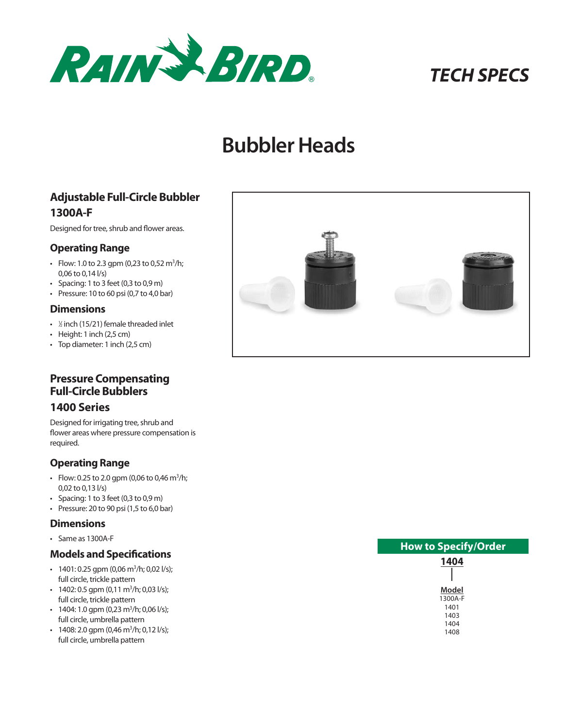RAIN BIRD

*TECH SPECS*

# Bubbler Heads

## Adjustable Full-Circle Bubbler 1300A-F

Designed for tree, shrub and flower areas.

### Operating Range

- Flow: 1.0 to 2.3 gpm (0,23 to 0,52 $m^3$/h; 0,06 to 0,14 l/s)
- Spacing: 1 to 3 feet (0,3 to 0,9 m)
- Pressure: 10 to 60 psi (0,7 to 4,0 bar)

### Dimensions

- ½ inch (15/21) female threaded inlet
- Height: 1 inch (2,5 cm)
- Top diameter: 1 inch (2,5 cm)

## Pressure Compensating Full-Circle Bubblers

## 1400 Series

Designed for irrigating tree, shrub and flower areas where pressure compensation is required.

### Operating Range

- Flow: 0.25 to 2.0 gpm (0,06 to 0,46 $m^3$/h; 0,02 to 0,13 l/s)
- Spacing: 1 to 3 feet (0,3 to 0,9 m)
- Pressure: 20 to 90 psi (1,5 to 6,0 bar)

### Dimensions

- Same as 1300A-F

### Models and Specifications

- 1401: 0.25 gpm (0,06 $m^3$/h; 0,02 l/s); full circle, trickle pattern
- 1402: 0.5 gpm (0,11 $m^3$/h; 0,03 l/s); full circle, trickle pattern
- 1404: 1.0 gpm (0,23 $m^3$/h; 0,06 l/s); full circle, umbrella pattern
- 1408: 2.0 gpm (0,46 $m^3$/h; 0,12 l/s); full circle, umbrella pattern

### How to Specify/Order

**1404**

**Model**
1300A-F
1401
1403
1404
1408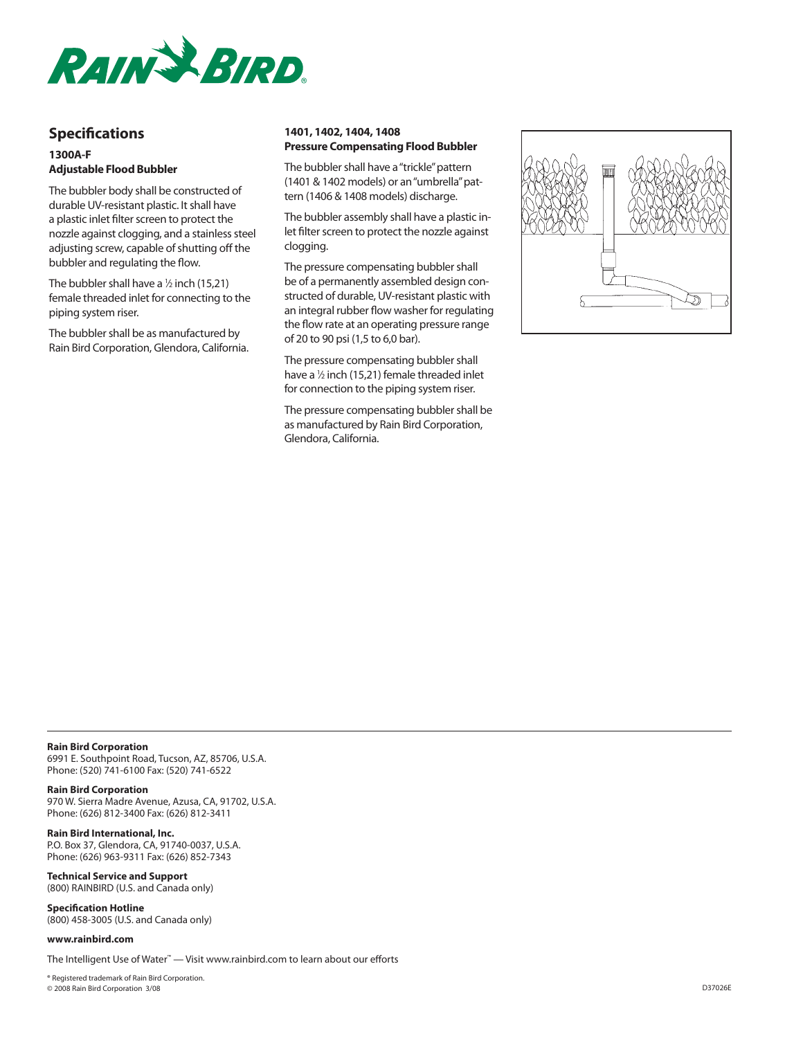## Specifications

### 1300A-F Adjustable Flood Bubbler

The bubbler body shall be constructed of durable UV-resistant plastic. It shall have a plastic inlet filter screen to protect the nozzle against clogging, and a stainless steel adjusting screw, capable of shutting off the bubbler and regulating the flow.

The bubbler shall have a ½ inch (15,21) female threaded inlet for connecting to the piping system riser.

The bubbler shall be as manufactured by Rain Bird Corporation, Glendora, California.

### 1401, 1402, 1404, 1408 Pressure Compensating Flood Bubbler

The bubbler shall have a "trickle" pattern (1401 & 1402 models) or an "umbrella" pattern (1406 & 1408 models) discharge.

The bubbler assembly shall have a plastic inlet filter screen to protect the nozzle against clogging.

The pressure compensating bubbler shall be of a permanently assembled design constructed of durable, UV-resistant plastic with an integral rubber flow washer for regulating the flow rate at an operating pressure range of 20 to 90 psi (1,5 to 6,0 bar).

The pressure compensating bubbler shall have a ½ inch (15,21) female threaded inlet for connection to the piping system riser.

The pressure compensating bubbler shall be as manufactured by Rain Bird Corporation, Glendora, California.

---

**Rain Bird Corporation**
6991 E. Southpoint Road, Tucson, AZ, 85706, U.S.A.
Phone: (520) 741-6100 Fax: (520) 741-6522

**Rain Bird Corporation**
970 W. Sierra Madre Avenue, Azusa, CA, 91702, U.S.A.
Phone: (626) 812-3400 Fax: (626) 812-3411

**Rain Bird International, Inc.**
P.O. Box 37, Glendora, CA, 91740-0037, U.S.A.
Phone: (626) 963-9311 Fax: (626) 852-7343

**Technical Service and Support**
(800) RAINBIRD (U.S. and Canada only)

**Specification Hotline**
(800) 458-3005 (U.S. and Canada only)

**www.rainbird.com**

The Intelligent Use of Water™ — Visit www.rainbird.com to learn about our efforts

® Registered trademark of Rain Bird Corporation.
© 2008 Rain Bird Corporation 3/08

D37026E